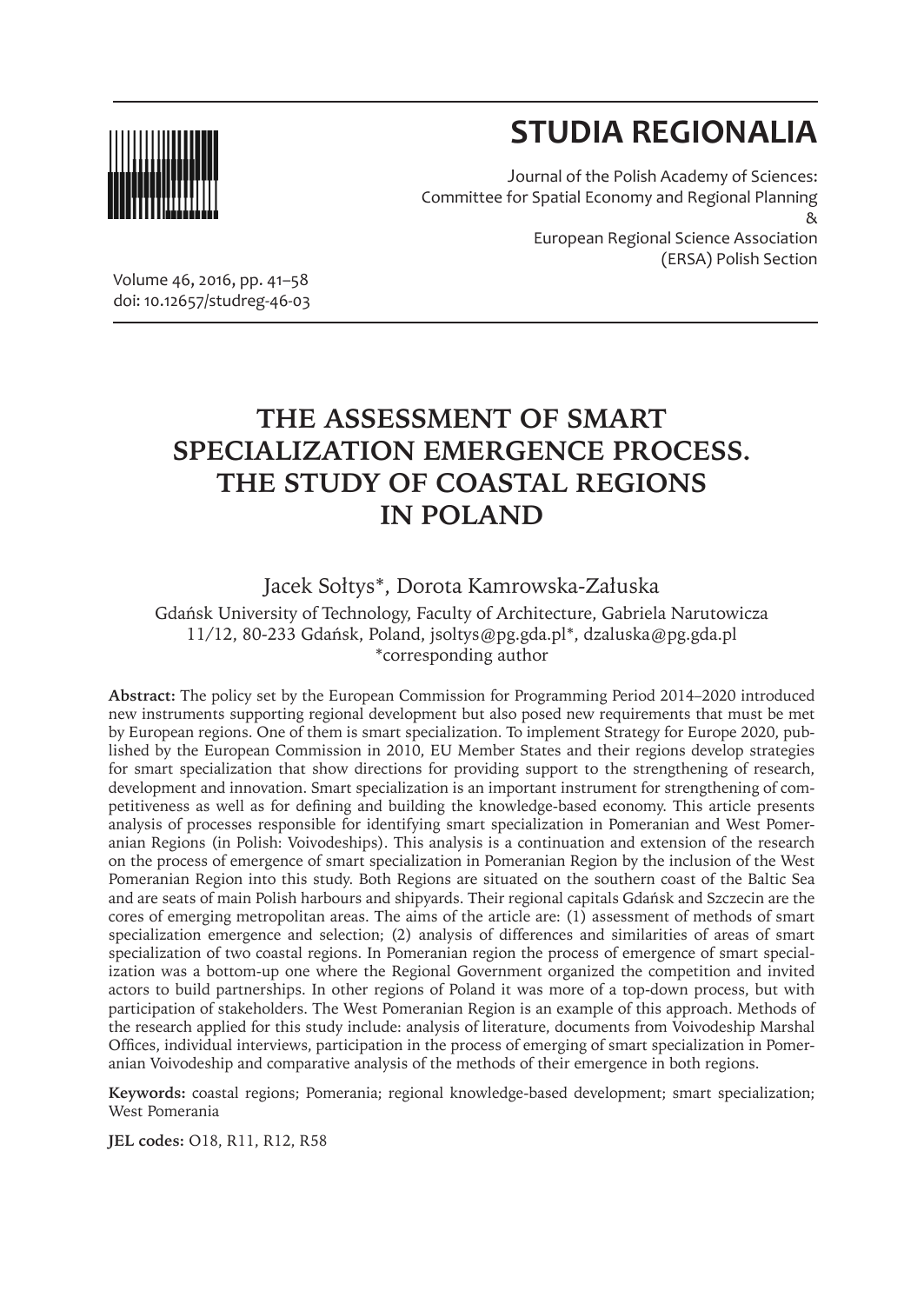# STUDIA REGIONALIA

Journal of the Polish Academy of Sciences:
Committee for Spatial Economy and Regional Planning
&
European Regional Science Association
(ERSA) Polish Section

Volume 46, 2016, pp. 41–58
doi: 10.12657/studreg-46-03

# THE ASSESSMENT OF SMART SPECIALIZATION EMERGENCE PROCESS. THE STUDY OF COASTAL REGIONS IN POLAND

Jacek Sołtys*, Dorota Kamrowska-Załuska

Gdańsk University of Technology, Faculty of Architecture, Gabriela Narutowicza 11/12, 80-233 Gdańsk, Poland, jsoltys@pg.gda.pl*, dzaluska@pg.gda.pl
*corresponding author

**Abstract:** The policy set by the European Commission for Programming Period 2014–2020 introduced new instruments supporting regional development but also posed new requirements that must be met by European regions. One of them is smart specialization. To implement Strategy for Europe 2020, published by the European Commission in 2010, EU Member States and their regions develop strategies for smart specialization that show directions for providing support to the strengthening of research, development and innovation. Smart specialization is an important instrument for strengthening of competitiveness as well as for defining and building the knowledge-based economy. This article presents analysis of processes responsible for identifying smart specialization in Pomeranian and West Pomeranian Regions (in Polish: Voivodeships). This analysis is a continuation and extension of the research on the process of emergence of smart specialization in Pomeranian Region by the inclusion of the West Pomeranian Region into this study. Both Regions are situated on the southern coast of the Baltic Sea and are seats of main Polish harbours and shipyards. Their regional capitals Gdańsk and Szczecin are the cores of emerging metropolitan areas. The aims of the article are: (1) assessment of methods of smart specialization emergence and selection; (2) analysis of differences and similarities of areas of smart specialization of two coastal regions. In Pomeranian region the process of emergence of smart specialization was a bottom-up one where the Regional Government organized the competition and invited actors to build partnerships. In other regions of Poland it was more of a top-down process, but with participation of stakeholders. The West Pomeranian Region is an example of this approach. Methods of the research applied for this study include: analysis of literature, documents from Voivodeship Marshal Offices, individual interviews, participation in the process of emerging of smart specialization in Pomeranian Voivodeship and comparative analysis of the methods of their emergence in both regions.

**Keywords:** coastal regions; Pomerania; regional knowledge-based development; smart specialization; West Pomerania

**JEL codes:** O18, R11, R12, R58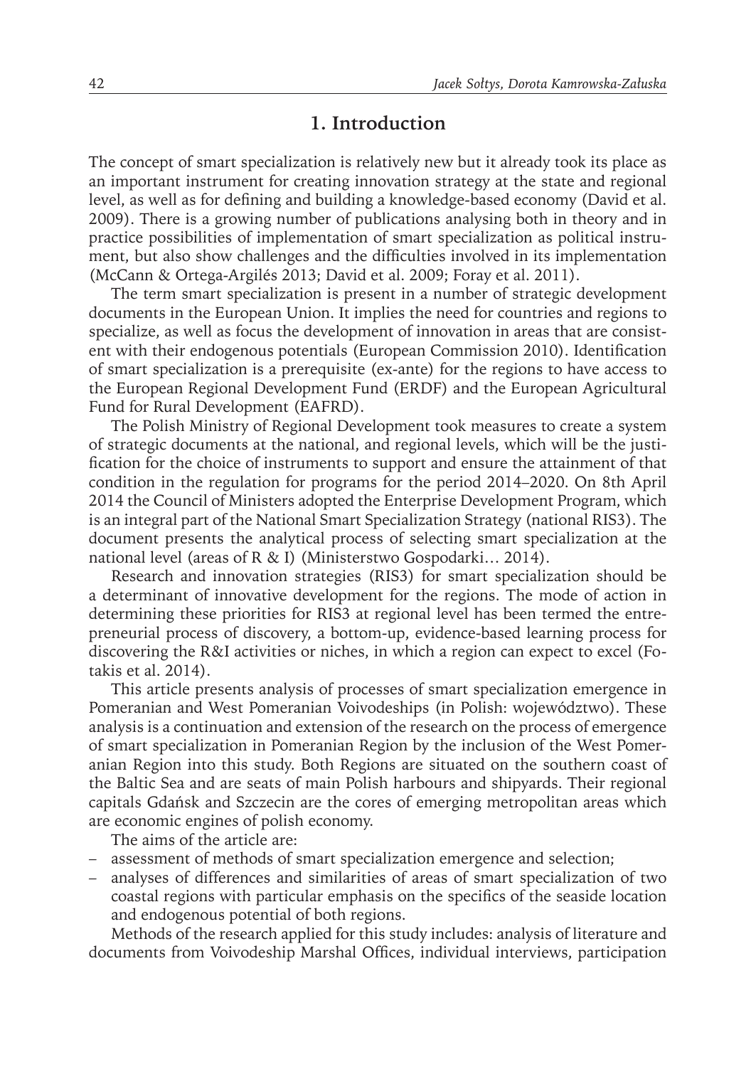## 1. Introduction

The concept of smart specialization is relatively new but it already took its place as an important instrument for creating innovation strategy at the state and regional level, as well as for defining and building a knowledge-based economy (David et al. 2009). There is a growing number of publications analysing both in theory and in practice possibilities of implementation of smart specialization as political instrument, but also show challenges and the difficulties involved in its implementation (McCann & Ortega-Argilés 2013; David et al. 2009; Foray et al. 2011).

The term smart specialization is present in a number of strategic development documents in the European Union. It implies the need for countries and regions to specialize, as well as focus the development of innovation in areas that are consistent with their endogenous potentials (European Commission 2010). Identification of smart specialization is a prerequisite (ex-ante) for the regions to have access to the European Regional Development Fund (ERDF) and the European Agricultural Fund for Rural Development (EAFRD).

The Polish Ministry of Regional Development took measures to create a system of strategic documents at the national, and regional levels, which will be the justification for the choice of instruments to support and ensure the attainment of that condition in the regulation for programs for the period 2014–2020. On 8th April 2014 the Council of Ministers adopted the Enterprise Development Program, which is an integral part of the National Smart Specialization Strategy (national RIS3). The document presents the analytical process of selecting smart specialization at the national level (areas of R & I) (Ministerstwo Gospodarki… 2014).

Research and innovation strategies (RIS3) for smart specialization should be a determinant of innovative development for the regions. The mode of action in determining these priorities for RIS3 at regional level has been termed the entrepreneurial process of discovery, a bottom-up, evidence-based learning process for discovering the R&I activities or niches, in which a region can expect to excel (Fotakis et al. 2014).

This article presents analysis of processes of smart specialization emergence in Pomeranian and West Pomeranian Voivodeships (in Polish: województwo). These analysis is a continuation and extension of the research on the process of emergence of smart specialization in Pomeranian Region by the inclusion of the West Pomeranian Region into this study. Both Regions are situated on the southern coast of the Baltic Sea and are seats of main Polish harbours and shipyards. Their regional capitals Gdańsk and Szczecin are the cores of emerging metropolitan areas which are economic engines of polish economy.

The aims of the article are:

- assessment of methods of smart specialization emergence and selection;
- analyses of differences and similarities of areas of smart specialization of two coastal regions with particular emphasis on the specifics of the seaside location and endogenous potential of both regions.

Methods of the research applied for this study includes: analysis of literature and documents from Voivodeship Marshal Offices, individual interviews, participation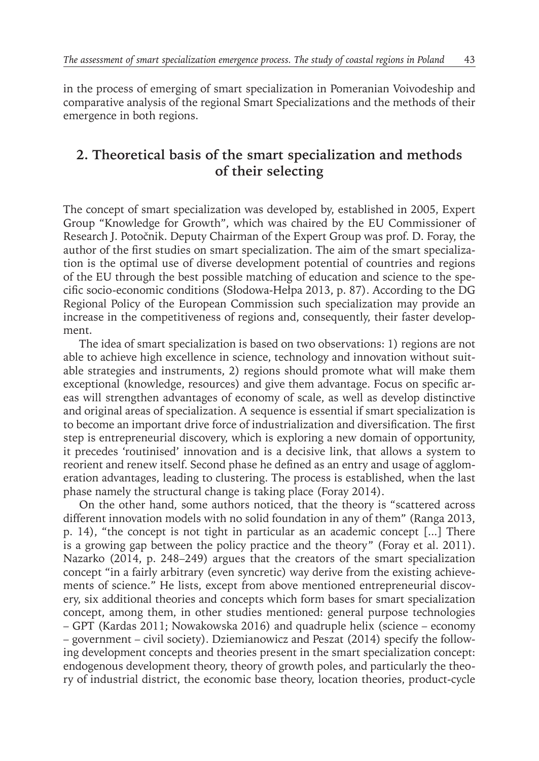in the process of emerging of smart specialization in Pomeranian Voivodeship and comparative analysis of the regional Smart Specializations and the methods of their emergence in both regions.

## 2. Theoretical basis of the smart specialization and methods of their selecting

The concept of smart specialization was developed by, established in 2005, Expert Group "Knowledge for Growth", which was chaired by the EU Commissioner of Research J. Potočnik. Deputy Chairman of the Expert Group was prof. D. Foray, the author of the first studies on smart specialization. The aim of the smart specialization is the optimal use of diverse development potential of countries and regions of the EU through the best possible matching of education and science to the specific socio-economic conditions (Słodowa-Hełpa 2013, p. 87). According to the DG Regional Policy of the European Commission such specialization may provide an increase in the competitiveness of regions and, consequently, their faster development.

The idea of smart specialization is based on two observations: 1) regions are not able to achieve high excellence in science, technology and innovation without suitable strategies and instruments, 2) regions should promote what will make them exceptional (knowledge, resources) and give them advantage. Focus on specific areas will strengthen advantages of economy of scale, as well as develop distinctive and original areas of specialization. A sequence is essential if smart specialization is to become an important drive force of industrialization and diversification. The first step is entrepreneurial discovery, which is exploring a new domain of opportunity, it precedes 'routinised' innovation and is a decisive link, that allows a system to reorient and renew itself. Second phase he defined as an entry and usage of agglomeration advantages, leading to clustering. The process is established, when the last phase namely the structural change is taking place (Foray 2014).

On the other hand, some authors noticed, that the theory is "scattered across different innovation models with no solid foundation in any of them" (Ranga 2013, p. 14), "the concept is not tight in particular as an academic concept [...] There is a growing gap between the policy practice and the theory" (Foray et al. 2011). Nazarko (2014, p. 248–249) argues that the creators of the smart specialization concept "in a fairly arbitrary (even syncretic) way derive from the existing achievements of science." He lists, except from above mentioned entrepreneurial discovery, six additional theories and concepts which form bases for smart specialization concept, among them, in other studies mentioned: general purpose technologies – GPT (Kardas 2011; Nowakowska 2016) and quadruple helix (science – economy – government – civil society). Dziemianowicz and Peszat (2014) specify the following development concepts and theories present in the smart specialization concept: endogenous development theory, theory of growth poles, and particularly the theory of industrial district, the economic base theory, location theories, product-cycle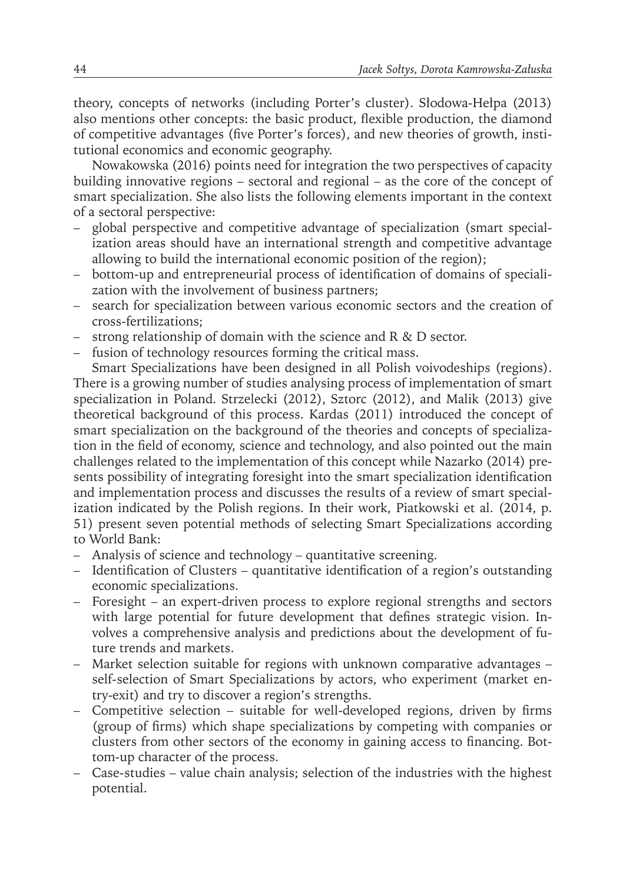theory, concepts of networks (including Porter's cluster). Słodowa-Hełpa (2013) also mentions other concepts: the basic product, flexible production, the diamond of competitive advantages (five Porter's forces), and new theories of growth, institutional economics and economic geography.

Nowakowska (2016) points need for integration the two perspectives of capacity building innovative regions – sectoral and regional – as the core of the concept of smart specialization. She also lists the following elements important in the context of a sectoral perspective:

- global perspective and competitive advantage of specialization (smart specialization areas should have an international strength and competitive advantage allowing to build the international economic position of the region);
- bottom-up and entrepreneurial process of identification of domains of specialization with the involvement of business partners;
- search for specialization between various economic sectors and the creation of cross-fertilizations;
- strong relationship of domain with the science and R & D sector.
- fusion of technology resources forming the critical mass.

Smart Specializations have been designed in all Polish voivodeships (regions). There is a growing number of studies analysing process of implementation of smart specialization in Poland. Strzelecki (2012), Sztorc (2012), and Malik (2013) give theoretical background of this process. Kardas (2011) introduced the concept of smart specialization on the background of the theories and concepts of specialization in the field of economy, science and technology, and also pointed out the main challenges related to the implementation of this concept while Nazarko (2014) presents possibility of integrating foresight into the smart specialization identification and implementation process and discusses the results of a review of smart specialization indicated by the Polish regions. In their work, Piatkowski et al. (2014, p. 51) present seven potential methods of selecting Smart Specializations according to World Bank:

- Analysis of science and technology – quantitative screening.
- Identification of Clusters – quantitative identification of a region's outstanding economic specializations.
- Foresight – an expert-driven process to explore regional strengths and sectors with large potential for future development that defines strategic vision. Involves a comprehensive analysis and predictions about the development of future trends and markets.
- Market selection suitable for regions with unknown comparative advantages – self-selection of Smart Specializations by actors, who experiment (market entry-exit) and try to discover a region's strengths.
- Competitive selection – suitable for well-developed regions, driven by firms (group of firms) which shape specializations by competing with companies or clusters from other sectors of the economy in gaining access to financing. Bottom-up character of the process.
- Case-studies – value chain analysis; selection of the industries with the highest potential.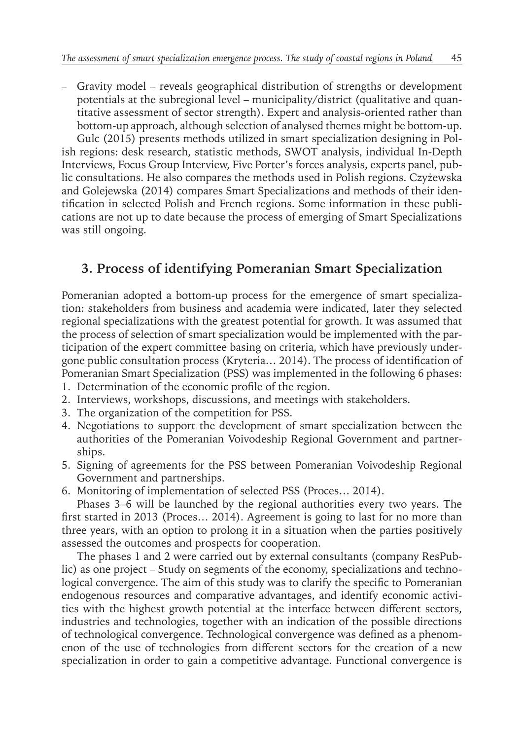– Gravity model – reveals geographical distribution of strengths or development potentials at the subregional level – municipality/district (qualitative and quantitative assessment of sector strength). Expert and analysis-oriented rather than bottom-up approach, although selection of analysed themes might be bottom-up.

Gulc (2015) presents methods utilized in smart specialization designing in Polish regions: desk research, statistic methods, SWOT analysis, individual In-Depth Interviews, Focus Group Interview, Five Porter's forces analysis, experts panel, public consultations. He also compares the methods used in Polish regions. Czyżewska and Golejewska (2014) compares Smart Specializations and methods of their identification in selected Polish and French regions. Some information in these publications are not up to date because the process of emerging of Smart Specializations was still ongoing.

## 3. Process of identifying Pomeranian Smart Specialization

Pomeranian adopted a bottom-up process for the emergence of smart specialization: stakeholders from business and academia were indicated, later they selected regional specializations with the greatest potential for growth. It was assumed that the process of selection of smart specialization would be implemented with the participation of the expert committee basing on criteria, which have previously undergone public consultation process (Kryteria… 2014). The process of identification of Pomeranian Smart Specialization (PSS) was implemented in the following 6 phases:

1. Determination of the economic profile of the region.
2. Interviews, workshops, discussions, and meetings with stakeholders.
3. The organization of the competition for PSS.
4. Negotiations to support the development of smart specialization between the authorities of the Pomeranian Voivodeship Regional Government and partnerships.
5. Signing of agreements for the PSS between Pomeranian Voivodeship Regional Government and partnerships.
6. Monitoring of implementation of selected PSS (Proces… 2014).

Phases 3–6 will be launched by the regional authorities every two years. The first started in 2013 (Proces… 2014). Agreement is going to last for no more than three years, with an option to prolong it in a situation when the parties positively assessed the outcomes and prospects for cooperation.

The phases 1 and 2 were carried out by external consultants (company ResPublic) as one project – Study on segments of the economy, specializations and technological convergence. The aim of this study was to clarify the specific to Pomeranian endogenous resources and comparative advantages, and identify economic activities with the highest growth potential at the interface between different sectors, industries and technologies, together with an indication of the possible directions of technological convergence. Technological convergence was defined as a phenomenon of the use of technologies from different sectors for the creation of a new specialization in order to gain a competitive advantage. Functional convergence is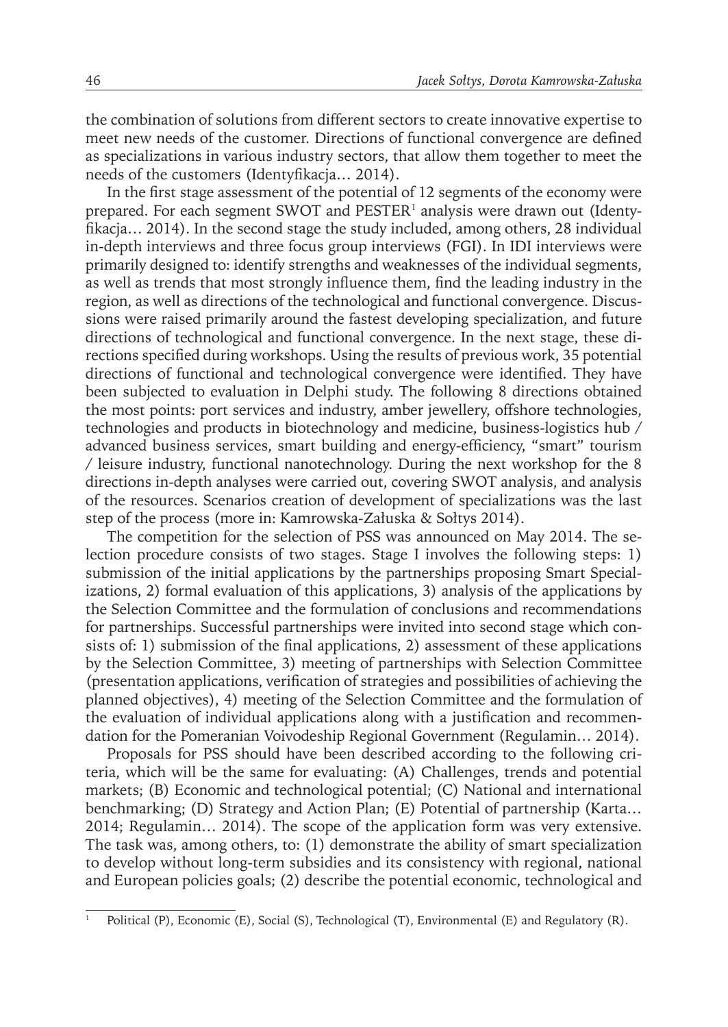the combination of solutions from different sectors to create innovative expertise to meet new needs of the customer. Directions of functional convergence are defined as specializations in various industry sectors, that allow them together to meet the needs of the customers (Identyfikacja… 2014).

In the first stage assessment of the potential of 12 segments of the economy were prepared. For each segment SWOT and PESTER[1] analysis were drawn out (Identyfikacja… 2014). In the second stage the study included, among others, 28 individual in-depth interviews and three focus group interviews (FGI). In IDI interviews were primarily designed to: identify strengths and weaknesses of the individual segments, as well as trends that most strongly influence them, find the leading industry in the region, as well as directions of the technological and functional convergence. Discussions were raised primarily around the fastest developing specialization, and future directions of technological and functional convergence. In the next stage, these directions specified during workshops. Using the results of previous work, 35 potential directions of functional and technological convergence were identified. They have been subjected to evaluation in Delphi study. The following 8 directions obtained the most points: port services and industry, amber jewellery, offshore technologies, technologies and products in biotechnology and medicine, business-logistics hub / advanced business services, smart building and energy-efficiency, "smart" tourism / leisure industry, functional nanotechnology. During the next workshop for the 8 directions in-depth analyses were carried out, covering SWOT analysis, and analysis of the resources. Scenarios creation of development of specializations was the last step of the process (more in: Kamrowska-Załuska & Sołtys 2014).

The competition for the selection of PSS was announced on May 2014. The selection procedure consists of two stages. Stage I involves the following steps: 1) submission of the initial applications by the partnerships proposing Smart Specializations, 2) formal evaluation of this applications, 3) analysis of the applications by the Selection Committee and the formulation of conclusions and recommendations for partnerships. Successful partnerships were invited into second stage which consists of: 1) submission of the final applications, 2) assessment of these applications by the Selection Committee, 3) meeting of partnerships with Selection Committee (presentation applications, verification of strategies and possibilities of achieving the planned objectives), 4) meeting of the Selection Committee and the formulation of the evaluation of individual applications along with a justification and recommendation for the Pomeranian Voivodeship Regional Government (Regulamin… 2014).

Proposals for PSS should have been described according to the following criteria, which will be the same for evaluating: (A) Challenges, trends and potential markets; (B) Economic and technological potential; (C) National and international benchmarking; (D) Strategy and Action Plan; (E) Potential of partnership (Karta… 2014; Regulamin… 2014). The scope of the application form was very extensive. The task was, among others, to: (1) demonstrate the ability of smart specialization to develop without long-term subsidies and its consistency with regional, national and European policies goals; (2) describe the potential economic, technological and

[1] Political (P), Economic (E), Social (S), Technological (T), Environmental (E) and Regulatory (R).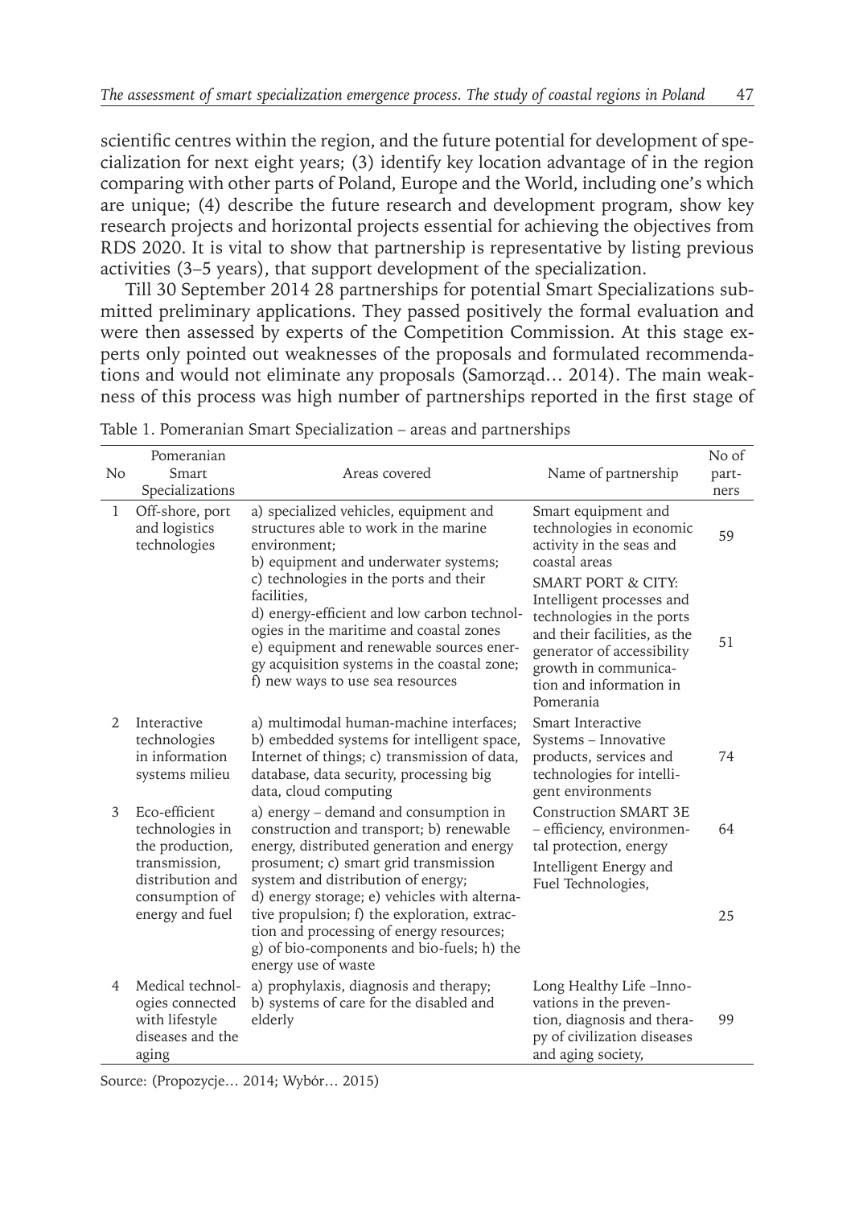scientific centres within the region, and the future potential for development of specialization for next eight years; (3) identify key location advantage of in the region comparing with other parts of Poland, Europe and the World, including one's which are unique; (4) describe the future research and development program, show key research projects and horizontal projects essential for achieving the objectives from RDS 2020. It is vital to show that partnership is representative by listing previous activities (3–5 years), that support development of the specialization.

Till 30 September 2014 28 partnerships for potential Smart Specializations submitted preliminary applications. They passed positively the formal evaluation and were then assessed by experts of the Competition Commission. At this stage experts only pointed out weaknesses of the proposals and formulated recommendations and would not eliminate any proposals (Samorząd… 2014). The main weakness of this process was high number of partnerships reported in the first stage of

Table 1. Pomeranian Smart Specialization – areas and partnerships

| No | Pomeranian Smart Specializations | Areas covered | Name of partnership | No of partners |
|---|---|---|---|---|
| 1 | Off-shore, port and logistics technologies | a) specialized vehicles, equipment and structures able to work in the marine environment; b) equipment and underwater systems; c) technologies in the ports and their facilities, d) energy-efficient and low carbon technologies in the maritime and coastal zones e) equipment and renewable sources energy acquisition systems in the coastal zone; f) new ways to use sea resources | Smart equipment and technologies in economic activity in the seas and coastal areas | 59 |
| | | | SMART PORT & CITY: Intelligent processes and technologies in the ports and their facilities, as the generator of accessibility growth in communication and information in Pomerania | 51 |
| 2 | Interactive technologies in information systems milieu | a) multimodal human-machine interfaces; b) embedded systems for intelligent space, Internet of things; c) transmission of data, database, data security, processing big data, cloud computing | Smart Interactive Systems – Innovative products, services and technologies for intelligent environments | 74 |
| 3 | Eco-efficient technologies in the production, transmission, distribution and consumption of energy and fuel | a) energy – demand and consumption in construction and transport; b) renewable energy, distributed generation and energy prosument; c) smart grid transmission system and distribution of energy; d) energy storage; e) vehicles with alternative propulsion; f) the exploration, extraction and processing of energy resources; g) of bio-components and bio-fuels; h) the energy use of waste | Construction SMART 3E – efficiency, environmental protection, energy | 64 |
| | | | Intelligent Energy and Fuel Technologies, | 25 |
| 4 | Medical technologies connected with lifestyle diseases and the aging | a) prophylaxis, diagnosis and therapy; b) systems of care for the disabled and elderly | Long Healthy Life –Innovations in the prevention, diagnosis and therapy of civilization diseases and aging society, | 99 |

Source: (Propozycje… 2014; Wybór… 2015)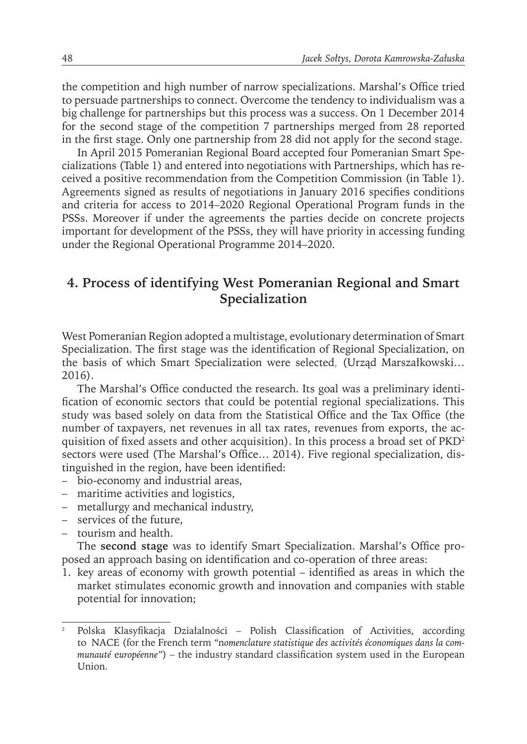the competition and high number of narrow specializations. Marshal's Office tried to persuade partnerships to connect. Overcome the tendency to individualism was a big challenge for partnerships but this process was a success. On 1 December 2014 for the second stage of the competition 7 partnerships merged from 28 reported in the first stage. Only one partnership from 28 did not apply for the second stage.

In April 2015 Pomeranian Regional Board accepted four Pomeranian Smart Specializations (Table 1) and entered into negotiations with Partnerships, which has received a positive recommendation from the Competition Commission (in Table 1). Agreements signed as results of negotiations in January 2016 specifies conditions and criteria for access to 2014–2020 Regional Operational Program funds in the PSSs. Moreover if under the agreements the parties decide on concrete projects important for development of the PSSs, they will have priority in accessing funding under the Regional Operational Programme 2014–2020.

## 4. Process of identifying West Pomeranian Regional and Smart Specialization

West Pomeranian Region adopted a multistage, evolutionary determination of Smart Specialization. The first stage was the identification of Regional Specialization, on the basis of which Smart Specialization were selected, (Urząd Marszałkowski… 2016).

The Marshal's Office conducted the research. Its goal was a preliminary identification of economic sectors that could be potential regional specializations. This study was based solely on data from the Statistical Office and the Tax Office (the number of taxpayers, net revenues in all tax rates, revenues from exports, the acquisition of fixed assets and other acquisition). In this process a broad set of PKD[2] sectors were used (The Marshal's Office… 2014). Five regional specialization, distinguished in the region, have been identified:

- bio-economy and industrial areas,
- maritime activities and logistics,
- metallurgy and mechanical industry,
- services of the future,
- tourism and health.

The **second stage** was to identify Smart Specialization. Marshal's Office proposed an approach basing on identification and co-operation of three areas:

1. key areas of economy with growth potential – identified as areas in which the market stimulates economic growth and innovation and companies with stable potential for innovation;

---

[2] Polska Klasyfikacja Działalności – Polish Classification of Activities, according to NACE (for the French term "*nomenclature statistique des activités économiques dans la communauté européenne*") – the industry standard classification system used in the European Union.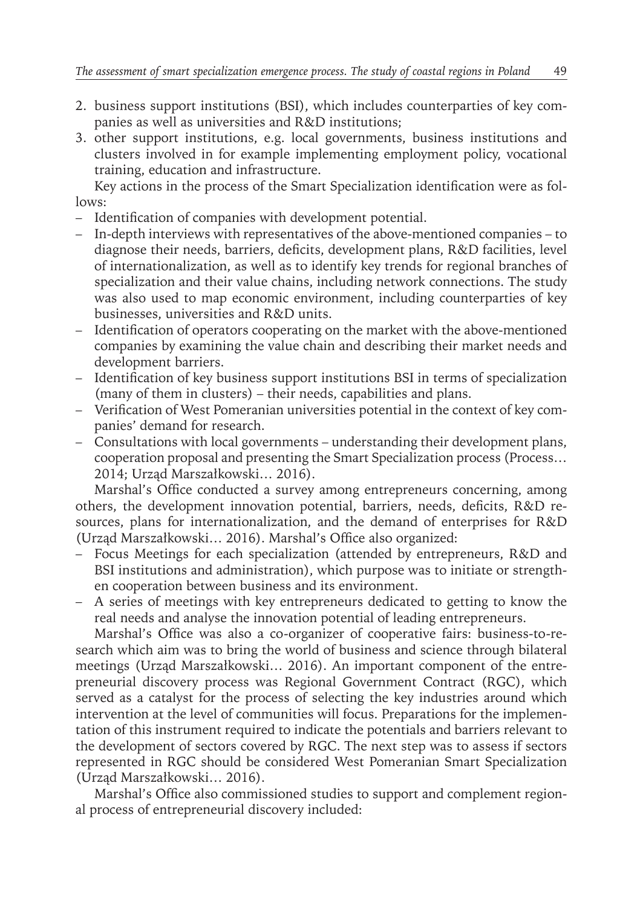2. business support institutions (BSI), which includes counterparties of key companies as well as universities and R&D institutions;
3. other support institutions, e.g. local governments, business institutions and clusters involved in for example implementing employment policy, vocational training, education and infrastructure.

Key actions in the process of the Smart Specialization identification were as follows:

- Identification of companies with development potential.
- In-depth interviews with representatives of the above-mentioned companies – to diagnose their needs, barriers, deficits, development plans, R&D facilities, level of internationalization, as well as to identify key trends for regional branches of specialization and their value chains, including network connections. The study was also used to map economic environment, including counterparties of key businesses, universities and R&D units.
- Identification of operators cooperating on the market with the above-mentioned companies by examining the value chain and describing their market needs and development barriers.
- Identification of key business support institutions BSI in terms of specialization (many of them in clusters) – their needs, capabilities and plans.
- Verification of West Pomeranian universities potential in the context of key companies' demand for research.
- Consultations with local governments – understanding their development plans, cooperation proposal and presenting the Smart Specialization process (Process… 2014; Urząd Marszałkowski… 2016).

Marshal's Office conducted a survey among entrepreneurs concerning, among others, the development innovation potential, barriers, needs, deficits, R&D resources, plans for internationalization, and the demand of enterprises for R&D (Urząd Marszałkowski… 2016). Marshal's Office also organized:

- Focus Meetings for each specialization (attended by entrepreneurs, R&D and BSI institutions and administration), which purpose was to initiate or strengthen cooperation between business and its environment.
- A series of meetings with key entrepreneurs dedicated to getting to know the real needs and analyse the innovation potential of leading entrepreneurs.

Marshal's Office was also a co-organizer of cooperative fairs: business-to-research which aim was to bring the world of business and science through bilateral meetings (Urząd Marszałkowski… 2016). An important component of the entrepreneurial discovery process was Regional Government Contract (RGC), which served as a catalyst for the process of selecting the key industries around which intervention at the level of communities will focus. Preparations for the implementation of this instrument required to indicate the potentials and barriers relevant to the development of sectors covered by RGC. The next step was to assess if sectors represented in RGC should be considered West Pomeranian Smart Specialization (Urząd Marszałkowski… 2016).

Marshal's Office also commissioned studies to support and complement regional process of entrepreneurial discovery included: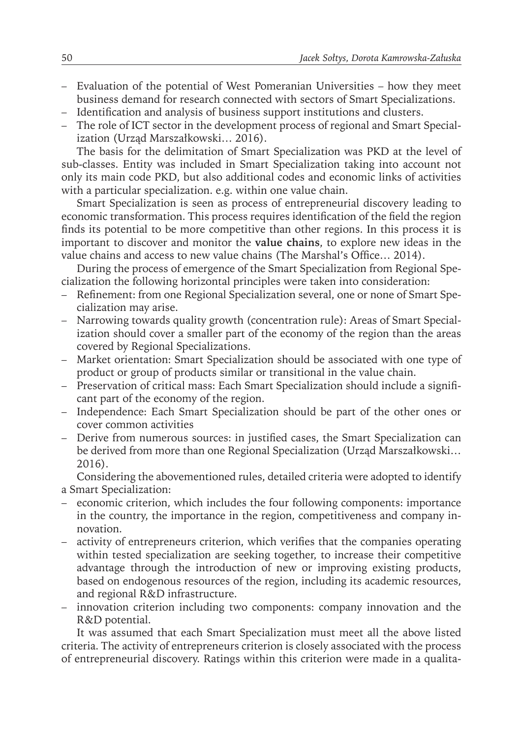- Evaluation of the potential of West Pomeranian Universities – how they meet business demand for research connected with sectors of Smart Specializations.
- Identification and analysis of business support institutions and clusters.
- The role of ICT sector in the development process of regional and Smart Specialization (Urząd Marszałkowski… 2016).

The basis for the delimitation of Smart Specialization was PKD at the level of sub-classes. Entity was included in Smart Specialization taking into account not only its main code PKD, but also additional codes and economic links of activities with a particular specialization. e.g. within one value chain.

Smart Specialization is seen as process of entrepreneurial discovery leading to economic transformation. This process requires identification of the field the region finds its potential to be more competitive than other regions. In this process it is important to discover and monitor the **value chains**, to explore new ideas in the value chains and access to new value chains (The Marshal's Office… 2014).

During the process of emergence of the Smart Specialization from Regional Specialization the following horizontal principles were taken into consideration:

- Refinement: from one Regional Specialization several, one or none of Smart Specialization may arise.
- Narrowing towards quality growth (concentration rule): Areas of Smart Specialization should cover a smaller part of the economy of the region than the areas covered by Regional Specializations.
- Market orientation: Smart Specialization should be associated with one type of product or group of products similar or transitional in the value chain.
- Preservation of critical mass: Each Smart Specialization should include a significant part of the economy of the region.
- Independence: Each Smart Specialization should be part of the other ones or cover common activities
- Derive from numerous sources: in justified cases, the Smart Specialization can be derived from more than one Regional Specialization (Urząd Marszałkowski… 2016).

Considering the abovementioned rules, detailed criteria were adopted to identify a Smart Specialization:

- economic criterion, which includes the four following components: importance in the country, the importance in the region, competitiveness and company innovation.
- activity of entrepreneurs criterion, which verifies that the companies operating within tested specialization are seeking together, to increase their competitive advantage through the introduction of new or improving existing products, based on endogenous resources of the region, including its academic resources, and regional R&D infrastructure.
- innovation criterion including two components: company innovation and the R&D potential.

It was assumed that each Smart Specialization must meet all the above listed criteria. The activity of entrepreneurs criterion is closely associated with the process of entrepreneurial discovery. Ratings within this criterion were made in a qualita-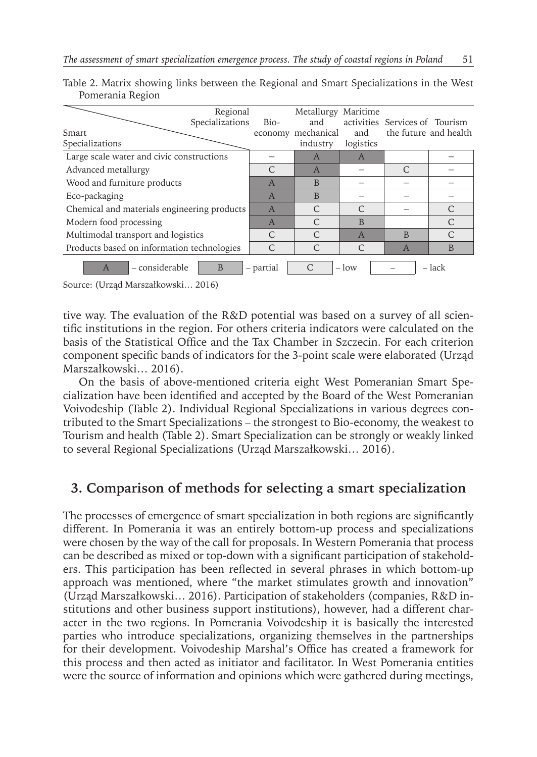Table 2. Matrix showing links between the Regional and Smart Specializations in the West Pomerania Region

| Smart Specializations \ Regional Specializations | Bio-economy | Metallurgy and mechanical industry | Maritime activities and logistics | Services of the future | Tourism and health |
|---|---|---|---|---|---|
| Large scale water and civic constructions | – | A | A | | – |
| Advanced metallurgy | C | A | – | C | – |
| Wood and furniture products | A | B | – | – | – |
| Eco-packaging | A | B | – | – | – |
| Chemical and materials engineering products | A | C | C | – | C |
| Modern food processing | A | C | B | | C |
| Multimodal transport and logistics | C | C | A | B | C |
| Products based on information technologies | C | C | C | A | B |

A – considerable; B – partial; C – low; – – lack

Source: (Urząd Marszałkowski… 2016)

tive way. The evaluation of the R&D potential was based on a survey of all scientific institutions in the region. For others criteria indicators were calculated on the basis of the Statistical Office and the Tax Chamber in Szczecin. For each criterion component specific bands of indicators for the 3-point scale were elaborated (Urząd Marszałkowski… 2016).

On the basis of above-mentioned criteria eight West Pomeranian Smart Specialization have been identified and accepted by the Board of the West Pomeranian Voivodeship (Table 2). Individual Regional Specializations in various degrees contributed to the Smart Specializations – the strongest to Bio-economy, the weakest to Tourism and health (Table 2). Smart Specialization can be strongly or weakly linked to several Regional Specializations (Urząd Marszałkowski… 2016).

## 3. Comparison of methods for selecting a smart specialization

The processes of emergence of smart specialization in both regions are significantly different. In Pomerania it was an entirely bottom-up process and specializations were chosen by the way of the call for proposals. In Western Pomerania that process can be described as mixed or top-down with a significant participation of stakeholders. This participation has been reflected in several phrases in which bottom-up approach was mentioned, where "the market stimulates growth and innovation" (Urząd Marszałkowski… 2016). Participation of stakeholders (companies, R&D institutions and other business support institutions), however, had a different character in the two regions. In Pomerania Voivodeship it is basically the interested parties who introduce specializations, organizing themselves in the partnerships for their development. Voivodeship Marshal's Office has created a framework for this process and then acted as initiator and facilitator. In West Pomerania entities were the source of information and opinions which were gathered during meetings,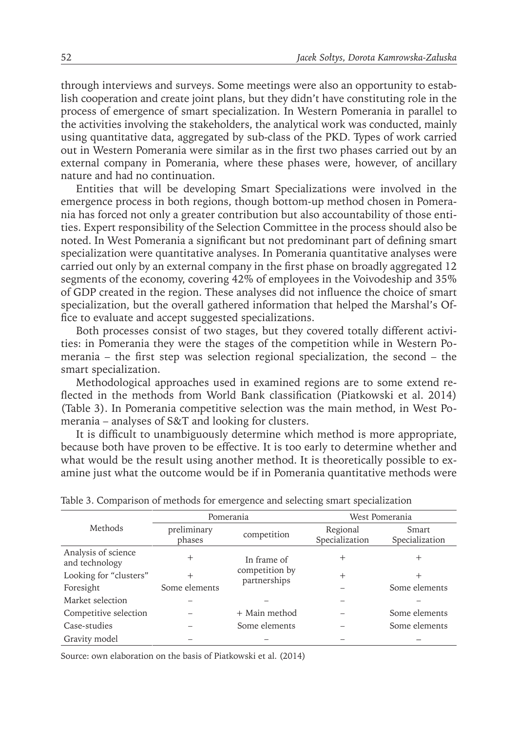through interviews and surveys. Some meetings were also an opportunity to establish cooperation and create joint plans, but they didn't have constituting role in the process of emergence of smart specialization. In Western Pomerania in parallel to the activities involving the stakeholders, the analytical work was conducted, mainly using quantitative data, aggregated by sub-class of the PKD. Types of work carried out in Western Pomerania were similar as in the first two phases carried out by an external company in Pomerania, where these phases were, however, of ancillary nature and had no continuation.

Entities that will be developing Smart Specializations were involved in the emergence process in both regions, though bottom-up method chosen in Pomerania has forced not only a greater contribution but also accountability of those entities. Expert responsibility of the Selection Committee in the process should also be noted. In West Pomerania a significant but not predominant part of defining smart specialization were quantitative analyses. In Pomerania quantitative analyses were carried out only by an external company in the first phase on broadly aggregated 12 segments of the economy, covering 42% of employees in the Voivodeship and 35% of GDP created in the region. These analyses did not influence the choice of smart specialization, but the overall gathered information that helped the Marshal's Office to evaluate and accept suggested specializations.

Both processes consist of two stages, but they covered totally different activities: in Pomerania they were the stages of the competition while in Western Pomerania – the first step was selection regional specialization, the second – the smart specialization.

Methodological approaches used in examined regions are to some extend reflected in the methods from World Bank classification (Piatkowski et al. 2014) (Table 3). In Pomerania competitive selection was the main method, in West Pomerania – analyses of S&T and looking for clusters.

It is difficult to unambiguously determine which method is more appropriate, because both have proven to be effective. It is too early to determine whether and what would be the result using another method. It is theoretically possible to examine just what the outcome would be if in Pomerania quantitative methods were

Table 3. Comparison of methods for emergence and selecting smart specialization

| Methods | Pomerania | | West Pomerania | |
|---|---|---|---|---|
| | preliminary phases | competition | Regional Specialization | Smart Specialization |
| Analysis of science and technology | + | In frame of competition by partnerships | + | + |
| Looking for "clusters" | + | | + | + |
| Foresight | Some elements | | – | Some elements |
| Market selection | – | – | – | – |
| Competitive selection | – | + Main method | – | Some elements |
| Case-studies | – | Some elements | – | Some elements |
| Gravity model | – | – | – | – |

Source: own elaboration on the basis of Piatkowski et al. (2014)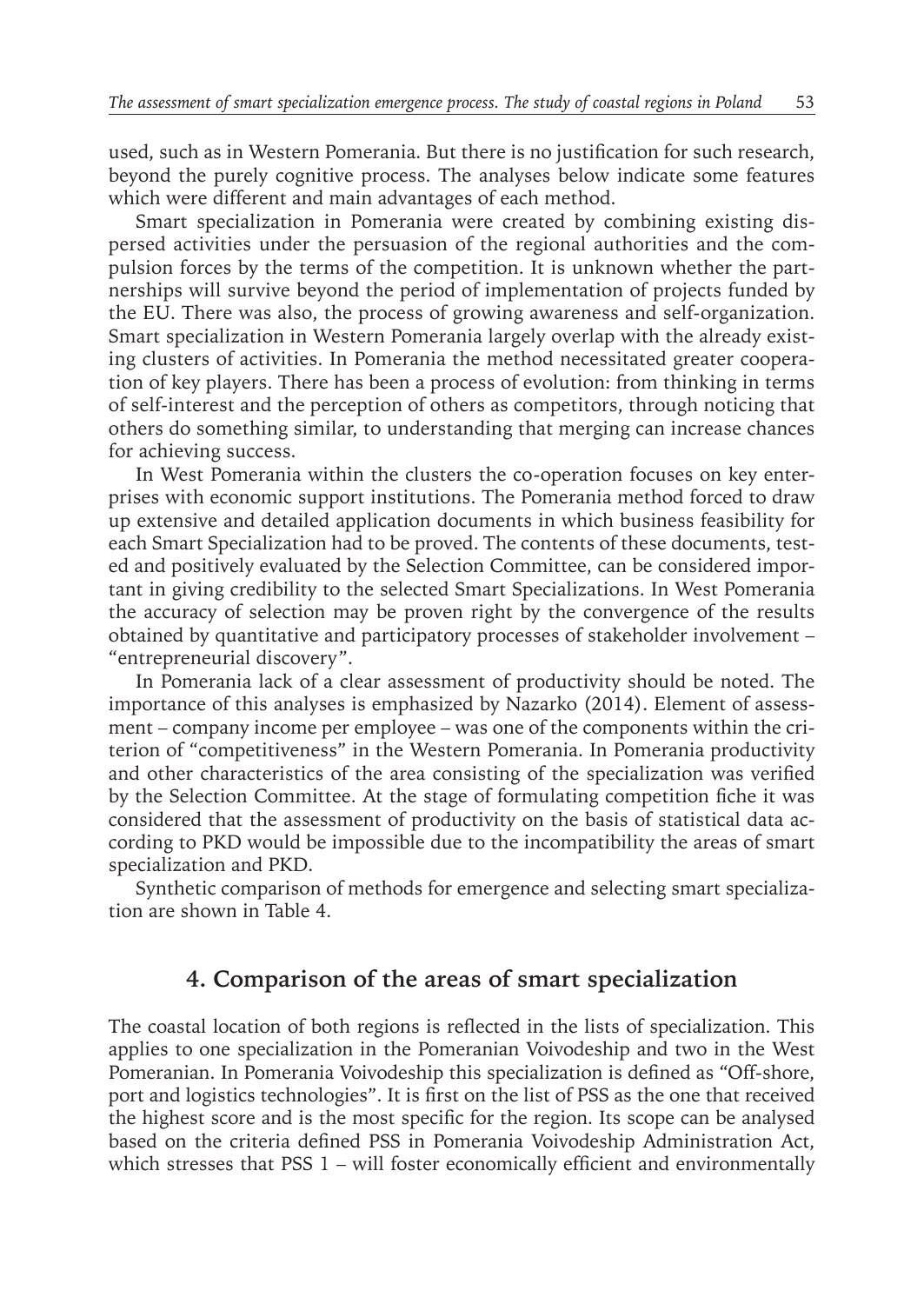used, such as in Western Pomerania. But there is no justification for such research, beyond the purely cognitive process. The analyses below indicate some features which were different and main advantages of each method.

Smart specialization in Pomerania were created by combining existing dispersed activities under the persuasion of the regional authorities and the compulsion forces by the terms of the competition. It is unknown whether the partnerships will survive beyond the period of implementation of projects funded by the EU. There was also, the process of growing awareness and self-organization. Smart specialization in Western Pomerania largely overlap with the already existing clusters of activities. In Pomerania the method necessitated greater cooperation of key players. There has been a process of evolution: from thinking in terms of self-interest and the perception of others as competitors, through noticing that others do something similar, to understanding that merging can increase chances for achieving success.

In West Pomerania within the clusters the co-operation focuses on key enterprises with economic support institutions. The Pomerania method forced to draw up extensive and detailed application documents in which business feasibility for each Smart Specialization had to be proved. The contents of these documents, tested and positively evaluated by the Selection Committee, can be considered important in giving credibility to the selected Smart Specializations. In West Pomerania the accuracy of selection may be proven right by the convergence of the results obtained by quantitative and participatory processes of stakeholder involvement – "entrepreneurial discovery".

In Pomerania lack of a clear assessment of productivity should be noted. The importance of this analyses is emphasized by Nazarko (2014). Element of assessment – company income per employee – was one of the components within the criterion of "competitiveness" in the Western Pomerania. In Pomerania productivity and other characteristics of the area consisting of the specialization was verified by the Selection Committee. At the stage of formulating competition fiche it was considered that the assessment of productivity on the basis of statistical data according to PKD would be impossible due to the incompatibility the areas of smart specialization and PKD.

Synthetic comparison of methods for emergence and selecting smart specialization are shown in Table 4.

## 4. Comparison of the areas of smart specialization

The coastal location of both regions is reflected in the lists of specialization. This applies to one specialization in the Pomeranian Voivodeship and two in the West Pomeranian. In Pomerania Voivodeship this specialization is defined as "Off-shore, port and logistics technologies". It is first on the list of PSS as the one that received the highest score and is the most specific for the region. Its scope can be analysed based on the criteria defined PSS in Pomerania Voivodeship Administration Act, which stresses that PSS 1 – will foster economically efficient and environmentally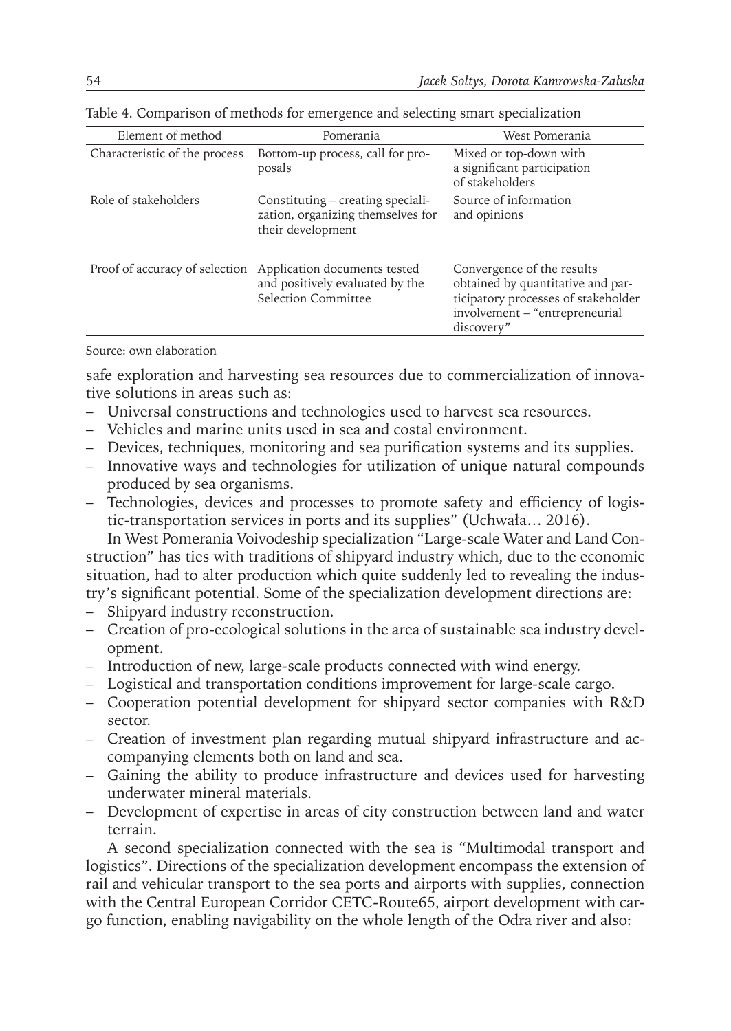Table 4. Comparison of methods for emergence and selecting smart specialization

| Element of method | Pomerania | West Pomerania |
|---|---|---|
| Characteristic of the process | Bottom-up process, call for proposals | Mixed or top-down with a significant participation of stakeholders |
| Role of stakeholders | Constituting – creating specialization, organizing themselves for their development | Source of information and opinions |
| Proof of accuracy of selection | Application documents tested and positively evaluated by the Selection Committee | Convergence of the results obtained by quantitative and participatory processes of stakeholder involvement – "entrepreneurial discovery" |

Source: own elaboration

safe exploration and harvesting sea resources due to commercialization of innovative solutions in areas such as:

- Universal constructions and technologies used to harvest sea resources.
- Vehicles and marine units used in sea and costal environment.
- Devices, techniques, monitoring and sea purification systems and its supplies.
- Innovative ways and technologies for utilization of unique natural compounds produced by sea organisms.
- Technologies, devices and processes to promote safety and efficiency of logistic-transportation services in ports and its supplies" (Uchwała… 2016).

In West Pomerania Voivodeship specialization "Large-scale Water and Land Construction" has ties with traditions of shipyard industry which, due to the economic situation, had to alter production which quite suddenly led to revealing the industry's significant potential. Some of the specialization development directions are:

- Shipyard industry reconstruction.
- Creation of pro-ecological solutions in the area of sustainable sea industry development.
- Introduction of new, large-scale products connected with wind energy.
- Logistical and transportation conditions improvement for large-scale cargo.
- Cooperation potential development for shipyard sector companies with R&D sector.
- Creation of investment plan regarding mutual shipyard infrastructure and accompanying elements both on land and sea.
- Gaining the ability to produce infrastructure and devices used for harvesting underwater mineral materials.
- Development of expertise in areas of city construction between land and water terrain.

A second specialization connected with the sea is "Multimodal transport and logistics". Directions of the specialization development encompass the extension of rail and vehicular transport to the sea ports and airports with supplies, connection with the Central European Corridor CETC-Route65, airport development with cargo function, enabling navigability on the whole length of the Odra river and also: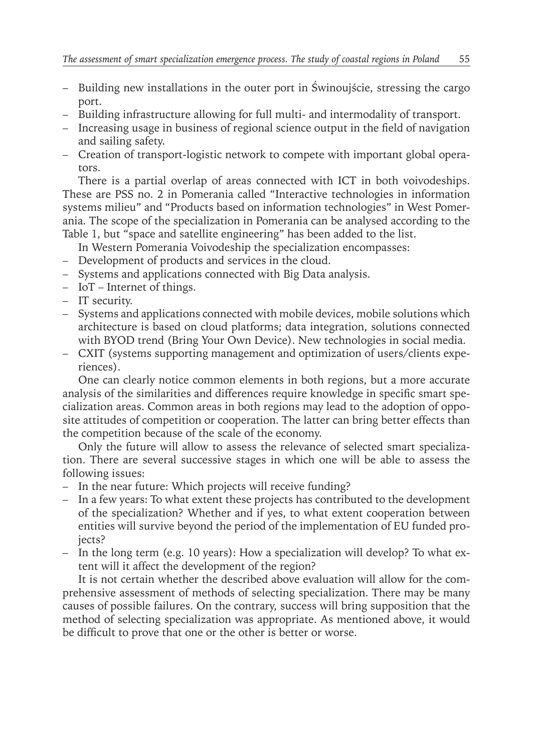- Building new installations in the outer port in Świnoujście, stressing the cargo port.
- Building infrastructure allowing for full multi- and intermodality of transport.
- Increasing usage in business of regional science output in the field of navigation and sailing safety.
- Creation of transport-logistic network to compete with important global operators.

There is a partial overlap of areas connected with ICT in both voivodeships. These are PSS no. 2 in Pomerania called "Interactive technologies in information systems milieu" and "Products based on information technologies" in West Pomerania. The scope of the specialization in Pomerania can be analysed according to the Table 1, but "space and satellite engineering" has been added to the list.

In Western Pomerania Voivodeship the specialization encompasses:

- Development of products and services in the cloud.
- Systems and applications connected with Big Data analysis.
- IoT – Internet of things.
- IT security.
- Systems and applications connected with mobile devices, mobile solutions which architecture is based on cloud platforms; data integration, solutions connected with BYOD trend (Bring Your Own Device). New technologies in social media.
- CXIT (systems supporting management and optimization of users/clients experiences).

One can clearly notice common elements in both regions, but a more accurate analysis of the similarities and differences require knowledge in specific smart specialization areas. Common areas in both regions may lead to the adoption of opposite attitudes of competition or cooperation. The latter can bring better effects than the competition because of the scale of the economy.

Only the future will allow to assess the relevance of selected smart specialization. There are several successive stages in which one will be able to assess the following issues:

- In the near future: Which projects will receive funding?
- In a few years: To what extent these projects has contributed to the development of the specialization? Whether and if yes, to what extent cooperation between entities will survive beyond the period of the implementation of EU funded projects?
- In the long term (e.g. 10 years): How a specialization will develop? To what extent will it affect the development of the region?

It is not certain whether the described above evaluation will allow for the comprehensive assessment of methods of selecting specialization. There may be many causes of possible failures. On the contrary, success will bring supposition that the method of selecting specialization was appropriate. As mentioned above, it would be difficult to prove that one or the other is better or worse.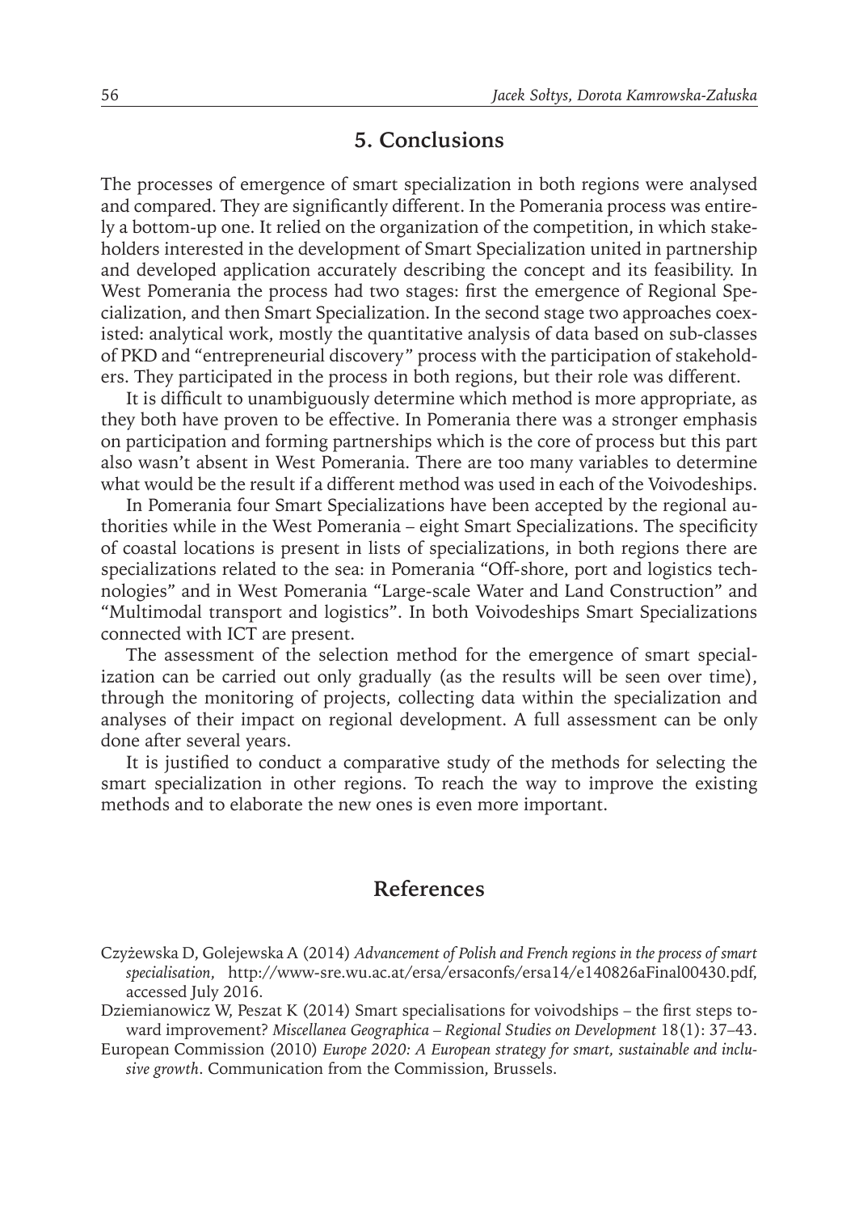## 5. Conclusions

The processes of emergence of smart specialization in both regions were analysed and compared. They are significantly different. In the Pomerania process was entirely a bottom-up one. It relied on the organization of the competition, in which stakeholders interested in the development of Smart Specialization united in partnership and developed application accurately describing the concept and its feasibility. In West Pomerania the process had two stages: first the emergence of Regional Specialization, and then Smart Specialization. In the second stage two approaches coexisted: analytical work, mostly the quantitative analysis of data based on sub-classes of PKD and "entrepreneurial discovery" process with the participation of stakeholders. They participated in the process in both regions, but their role was different.

It is difficult to unambiguously determine which method is more appropriate, as they both have proven to be effective. In Pomerania there was a stronger emphasis on participation and forming partnerships which is the core of process but this part also wasn't absent in West Pomerania. There are too many variables to determine what would be the result if a different method was used in each of the Voivodeships.

In Pomerania four Smart Specializations have been accepted by the regional authorities while in the West Pomerania – eight Smart Specializations. The specificity of coastal locations is present in lists of specializations, in both regions there are specializations related to the sea: in Pomerania "Off-shore, port and logistics technologies" and in West Pomerania "Large-scale Water and Land Construction" and "Multimodal transport and logistics". In both Voivodeships Smart Specializations connected with ICT are present.

The assessment of the selection method for the emergence of smart specialization can be carried out only gradually (as the results will be seen over time), through the monitoring of projects, collecting data within the specialization and analyses of their impact on regional development. A full assessment can be only done after several years.

It is justified to conduct a comparative study of the methods for selecting the smart specialization in other regions. To reach the way to improve the existing methods and to elaborate the new ones is even more important.

## References

Czyżewska D, Golejewska A (2014) *Advancement of Polish and French regions in the process of smart specialisation*, http://www-sre.wu.ac.at/ersa/ersaconfs/ersa14/e140826aFinal00430.pdf, accessed July 2016.

Dziemianowicz W, Peszat K (2014) Smart specialisations for voivodships – the first steps toward improvement? *Miscellanea Geographica – Regional Studies on Development* 18(1): 37–43.

European Commission (2010) *Europe 2020: A European strategy for smart, sustainable and inclusive growth*. Communication from the Commission, Brussels.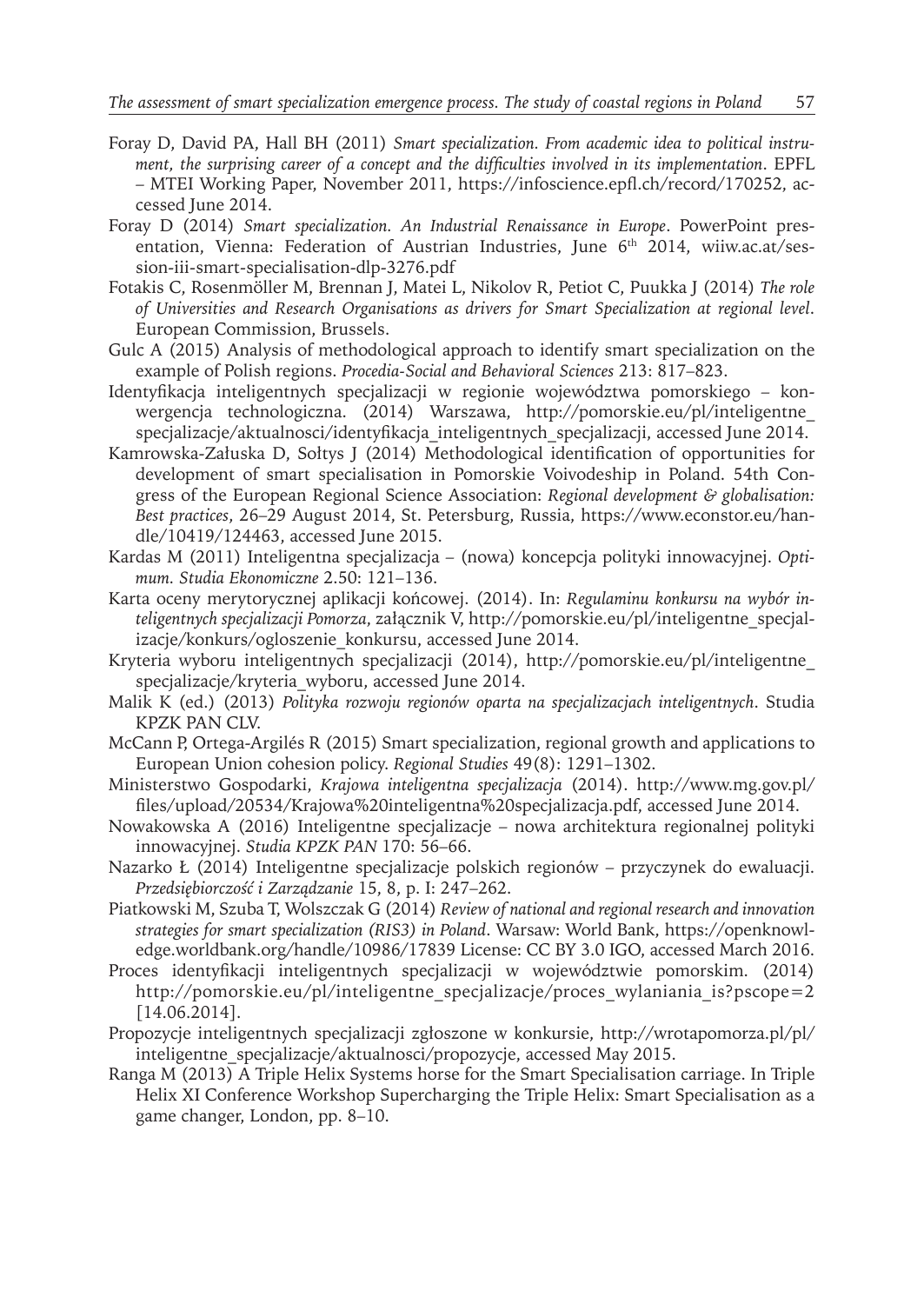Foray D, David PA, Hall BH (2011) *Smart specialization. From academic idea to political instrument, the surprising career of a concept and the difficulties involved in its implementation*. EPFL – MTEI Working Paper, November 2011, https://infoscience.epfl.ch/record/170252, accessed June 2014.

Foray D (2014) *Smart specialization. An Industrial Renaissance in Europe*. PowerPoint presentation, Vienna: Federation of Austrian Industries, June 6th 2014, wiiw.ac.at/session-iii-smart-specialisation-dlp-3276.pdf

Fotakis C, Rosenmöller M, Brennan J, Matei L, Nikolov R, Petiot C, Puukka J (2014) *The role of Universities and Research Organisations as drivers for Smart Specialization at regional level*. European Commission, Brussels.

Gulc A (2015) Analysis of methodological approach to identify smart specialization on the example of Polish regions. *Procedia-Social and Behavioral Sciences* 213: 817–823.

Identyfikacja inteligentnych specjalizacji w regionie województwa pomorskiego – konwergencja technologiczna. (2014) Warszawa, http://pomorskie.eu/pl/inteligentne_specjalizacje/aktualnosci/identyfikacja_inteligentnych_specjalizacji, accessed June 2014.

Kamrowska-Załuska D, Sołtys J (2014) Methodological identification of opportunities for development of smart specialisation in Pomorskie Voivodeship in Poland. 54th Congress of the European Regional Science Association: *Regional development & globalisation: Best practices*, 26–29 August 2014, St. Petersburg, Russia, https://www.econstor.eu/handle/10419/124463, accessed June 2015.

Kardas M (2011) Inteligentna specjalizacja – (nowa) koncepcja polityki innowacyjnej. *Optimum. Studia Ekonomiczne* 2.50: 121–136.

Karta oceny merytorycznej aplikacji końcowej. (2014). In: *Regulaminu konkursu na wybór inteligentnych specjalizacji Pomorza*, załącznik V, http://pomorskie.eu/pl/inteligentne_specjalizacje/konkurs/ogloszenie_konkursu, accessed June 2014.

Kryteria wyboru inteligentnych specjalizacji (2014), http://pomorskie.eu/pl/inteligentne_specjalizacje/kryteria_wyboru, accessed June 2014.

Malik K (ed.) (2013) *Polityka rozwoju regionów oparta na specjalizacjach inteligentnych*. Studia KPZK PAN CLV.

McCann P, Ortega-Argilés R (2015) Smart specialization, regional growth and applications to European Union cohesion policy. *Regional Studies* 49(8): 1291–1302.

Ministerstwo Gospodarki, *Krajowa inteligentna specjalizacja* (2014). http://www.mg.gov.pl/files/upload/20534/Krajowa%20inteligentna%20specjalizacja.pdf, accessed June 2014.

Nowakowska A (2016) Inteligentne specjalizacje – nowa architektura regionalnej polityki innowacyjnej. *Studia KPZK PAN* 170: 56–66.

Nazarko Ł (2014) Inteligentne specjalizacje polskich regionów – przyczynek do ewaluacji. *Przedsiębiorczość i Zarządzanie* 15, 8, p. I: 247–262.

Piatkowski M, Szuba T, Wolszczak G (2014) *Review of national and regional research and innovation strategies for smart specialization (RIS3) in Poland*. Warsaw: World Bank, https://openknowledge.worldbank.org/handle/10986/17839 License: CC BY 3.0 IGO, accessed March 2016.

Proces identyfikacji inteligentnych specjalizacji w województwie pomorskim. (2014) http://pomorskie.eu/pl/inteligentne_specjalizacje/proces_wylaniania_is?pscope=2 [14.06.2014].

Propozycje inteligentnych specjalizacji zgłoszone w konkursie, http://wrotapomorza.pl/pl/inteligentne_specjalizacje/aktualnosci/propozycje, accessed May 2015.

Ranga M (2013) A Triple Helix Systems horse for the Smart Specialisation carriage. In Triple Helix XI Conference Workshop Supercharging the Triple Helix: Smart Specialisation as a game changer, London, pp. 8–10.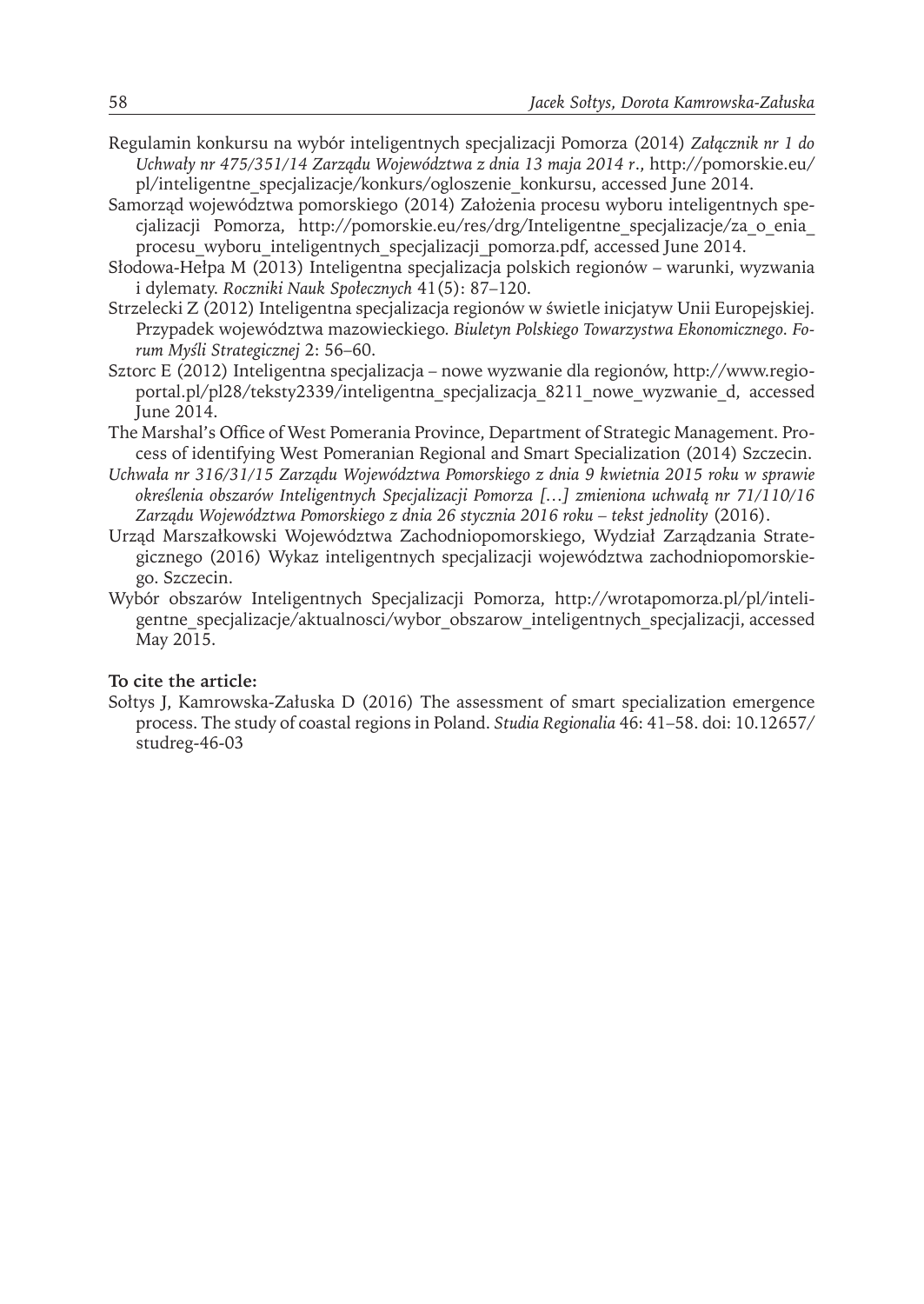Regulamin konkursu na wybór inteligentnych specjalizacji Pomorza (2014) *Załącznik nr 1 do Uchwały nr 475/351/14 Zarządu Województwa z dnia 13 maja 2014 r*., http://pomorskie.eu/pl/inteligentne_specjalizacje/konkurs/ogloszenie_konkursu, accessed June 2014.

Samorząd województwa pomorskiego (2014) Założenia procesu wyboru inteligentnych specjalizacji Pomorza, http://pomorskie.eu/res/drg/Inteligentne_specjalizacje/za_o_enia_procesu_wyboru_inteligentnych_specjalizacji_pomorza.pdf, accessed June 2014.

Słodowa-Hełpa M (2013) Inteligentna specjalizacja polskich regionów – warunki, wyzwania i dylematy. *Roczniki Nauk Społecznych* 41(5): 87–120.

Strzelecki Z (2012) Inteligentna specjalizacja regionów w świetle inicjatyw Unii Europejskiej. Przypadek województwa mazowieckiego. *Biuletyn Polskiego Towarzystwa Ekonomicznego. Forum Myśli Strategicznej* 2: 56–60.

Sztorc E (2012) Inteligentna specjalizacja – nowe wyzwanie dla regionów, http://www.regioportal.pl/pl28/teksty2339/inteligentna_specjalizacja_8211_nowe_wyzwanie_d, accessed June 2014.

The Marshal's Office of West Pomerania Province, Department of Strategic Management. Process of identifying West Pomeranian Regional and Smart Specialization (2014) Szczecin.

*Uchwała nr 316/31/15 Zarządu Województwa Pomorskiego z dnia 9 kwietnia 2015 roku w sprawie określenia obszarów Inteligentnych Specjalizacji Pomorza […] zmieniona uchwałą nr 71/110/16 Zarządu Województwa Pomorskiego z dnia 26 stycznia 2016 roku – tekst jednolity* (2016).

Urząd Marszałkowski Województwa Zachodniopomorskiego, Wydział Zarządzania Strategicznego (2016) Wykaz inteligentnych specjalizacji województwa zachodniopomorskiego. Szczecin.

Wybór obszarów Inteligentnych Specjalizacji Pomorza, http://wrotapomorza.pl/pl/inteligentne_specjalizacje/aktualnosci/wybor_obszarow_inteligentnych_specjalizacji, accessed May 2015.

**To cite the article:**

Sołtys J, Kamrowska-Załuska D (2016) The assessment of smart specialization emergence process. The study of coastal regions in Poland. *Studia Regionalia* 46: 41–58. doi: 10.12657/studreg-46-03